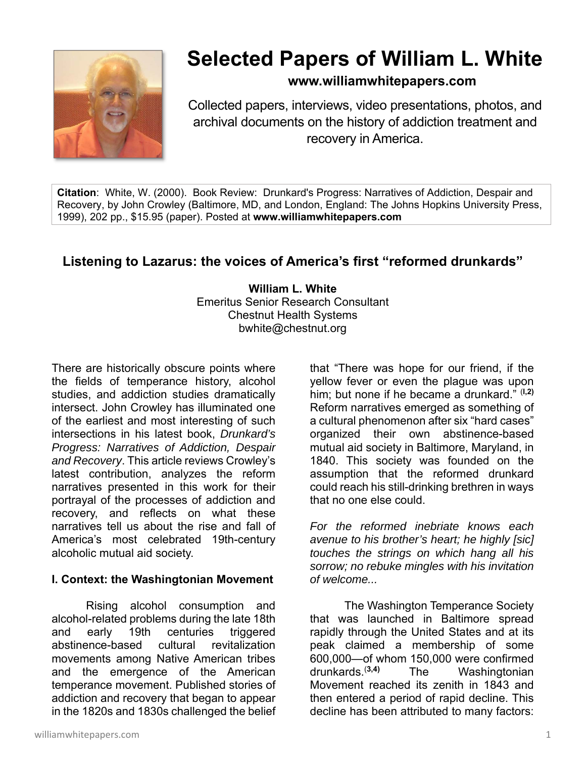# Selected Papers of William L. White

**www.williamwhitepapers.com**

Collected papers, interviews, video presentations, photos, and archival documents on the history of addiction treatment and recovery in America.

**Citation**: White, W. (2000). Book Review: Drunkard's Progress: Narratives of Addiction, Despair and Recovery, by John Crowley (Baltimore, MD, and London, England: The Johns Hopkins University Press, 1999), 202 pp., $15.95 (paper). Posted at **www.williamwhitepapers.com**

## Listening to Lazarus: the voices of America's first "reformed drunkards"

**William L. White**
Emeritus Senior Research Consultant
Chestnut Health Systems
bwhite@chestnut.org

There are historically obscure points where the fields of temperance history, alcohol studies, and addiction studies dramatically intersect. John Crowley has illuminated one of the earliest and most interesting of such intersections in his latest book, *Drunkard's Progress: Narratives of Addiction, Despair and Recovery*. This article reviews Crowley's latest contribution, analyzes the reform narratives presented in this work for their portrayal of the processes of addiction and recovery, and reflects on what these narratives tell us about the rise and fall of America's most celebrated 19th-century alcoholic mutual aid society.

### I. Context: the Washingtonian Movement

Rising alcohol consumption and alcohol-related problems during the late 18th and early 19th centuries triggered abstinence-based cultural revitalization movements among Native American tribes and the emergence of the American temperance movement. Published stories of addiction and recovery that began to appear in the 1820s and 1830s challenged the belief that "There was hope for our friend, if the yellow fever or even the plague was upon him; but none if he became a drunkard." [1,2] Reform narratives emerged as something of a cultural phenomenon after six "hard cases" organized their own abstinence-based mutual aid society in Baltimore, Maryland, in 1840. This society was founded on the assumption that the reformed drunkard could reach his still-drinking brethren in ways that no one else could.

*For the reformed inebriate knows each avenue to his brother's heart; he highly [sic] touches the strings on which hang all his sorrow; no rebuke mingles with his invitation of welcome...*

The Washington Temperance Society that was launched in Baltimore spread rapidly through the United States and at its peak claimed a membership of some 600,000—of whom 150,000 were confirmed drunkards.[3,4] The Washingtonian Movement reached its zenith in 1843 and then entered a period of rapid decline. This decline has been attributed to many factors: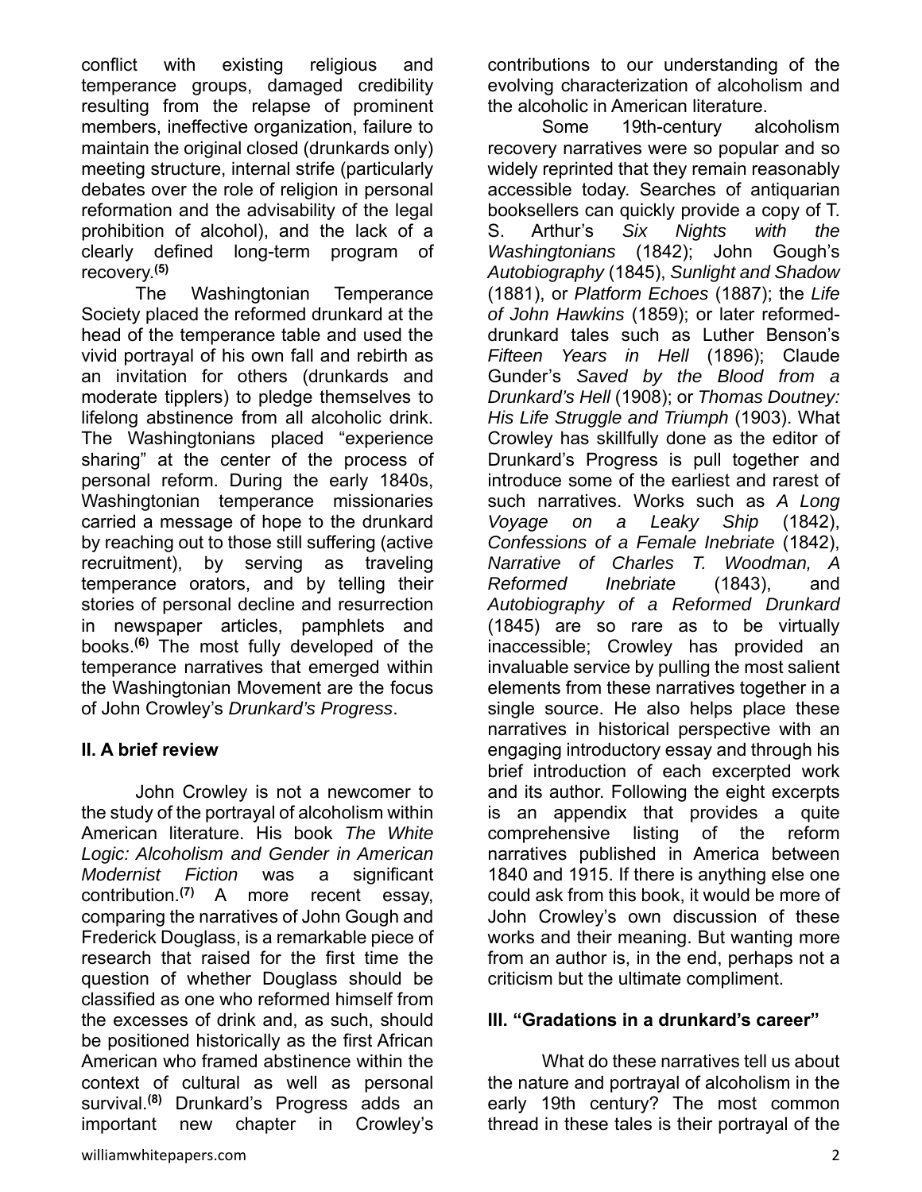conflict with existing religious and temperance groups, damaged credibility resulting from the relapse of prominent members, ineffective organization, failure to maintain the original closed (drunkards only) meeting structure, internal strife (particularly debates over the role of religion in personal reformation and the advisability of the legal prohibition of alcohol), and the lack of a clearly defined long-term program of recovery.[5]

The Washingtonian Temperance Society placed the reformed drunkard at the head of the temperance table and used the vivid portrayal of his own fall and rebirth as an invitation for others (drunkards and moderate tipplers) to pledge themselves to lifelong abstinence from all alcoholic drink. The Washingtonians placed "experience sharing" at the center of the process of personal reform. During the early 1840s, Washingtonian temperance missionaries carried a message of hope to the drunkard by reaching out to those still suffering (active recruitment), by serving as traveling temperance orators, and by telling their stories of personal decline and resurrection in newspaper articles, pamphlets and books.[6] The most fully developed of the temperance narratives that emerged within the Washingtonian Movement are the focus of John Crowley's *Drunkard's Progress*.

## II. A brief review

John Crowley is not a newcomer to the study of the portrayal of alcoholism within American literature. His book *The White Logic: Alcoholism and Gender in American Modernist Fiction* was a significant contribution.[7] A more recent essay, comparing the narratives of John Gough and Frederick Douglass, is a remarkable piece of research that raised for the first time the question of whether Douglass should be classified as one who reformed himself from the excesses of drink and, as such, should be positioned historically as the first African American who framed abstinence within the context of cultural as well as personal survival.[8] Drunkard's Progress adds an important new chapter in Crowley's contributions to our understanding of the evolving characterization of alcoholism and the alcoholic in American literature.

Some 19th-century alcoholism recovery narratives were so popular and so widely reprinted that they remain reasonably accessible today. Searches of antiquarian booksellers can quickly provide a copy of T. S. Arthur's *Six Nights with the Washingtonians* (1842); John Gough's *Autobiography* (1845), *Sunlight and Shadow* (1881), or *Platform Echoes* (1887); the *Life of John Hawkins* (1859); or later reformed-drunkard tales such as Luther Benson's *Fifteen Years in Hell* (1896); Claude Gunder's *Saved by the Blood from a Drunkard's Hell* (1908); or *Thomas Doutney: His Life Struggle and Triumph* (1903). What Crowley has skillfully done as the editor of Drunkard's Progress is pull together and introduce some of the earliest and rarest of such narratives. Works such as *A Long Voyage on a Leaky Ship* (1842), *Confessions of a Female Inebriate* (1842), *Narrative of Charles T. Woodman, A Reformed Inebriate* (1843), and *Autobiography of a Reformed Drunkard* (1845) are so rare as to be virtually inaccessible; Crowley has provided an invaluable service by pulling the most salient elements from these narratives together in a single source. He also helps place these narratives in historical perspective with an engaging introductory essay and through his brief introduction of each excerpted work and its author. Following the eight excerpts is an appendix that provides a quite comprehensive listing of the reform narratives published in America between 1840 and 1915. If there is anything else one could ask from this book, it would be more of John Crowley's own discussion of these works and their meaning. But wanting more from an author is, in the end, perhaps not a criticism but the ultimate compliment.

## III. "Gradations in a drunkard's career"

What do these narratives tell us about the nature and portrayal of alcoholism in the early 19th century? The most common thread in these tales is their portrayal of the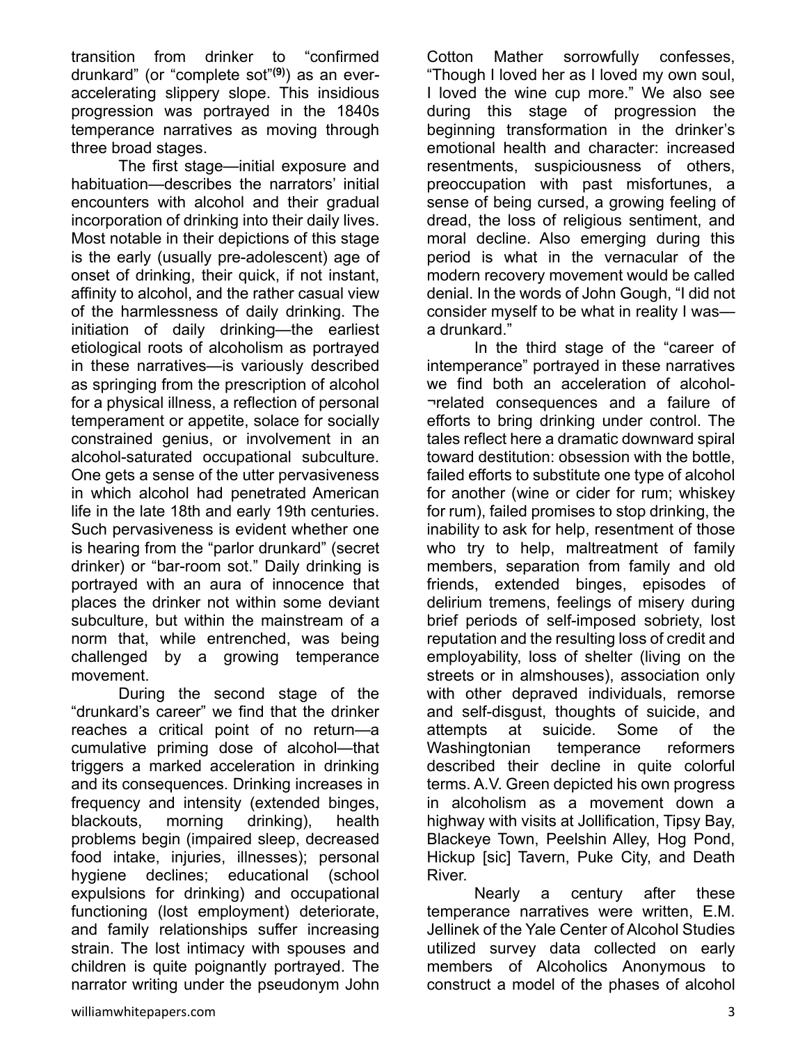transition from drinker to "confirmed drunkard" (or "complete sot"[9]) as an ever-accelerating slippery slope. This insidious progression was portrayed in the 1840s temperance narratives as moving through three broad stages.

The first stage—initial exposure and habituation—describes the narrators' initial encounters with alcohol and their gradual incorporation of drinking into their daily lives. Most notable in their depictions of this stage is the early (usually pre-adolescent) age of onset of drinking, their quick, if not instant, affinity to alcohol, and the rather casual view of the harmlessness of daily drinking. The initiation of daily drinking—the earliest etiological roots of alcoholism as portrayed in these narratives—is variously described as springing from the prescription of alcohol for a physical illness, a reflection of personal temperament or appetite, solace for socially constrained genius, or involvement in an alcohol-saturated occupational subculture. One gets a sense of the utter pervasiveness in which alcohol had penetrated American life in the late 18th and early 19th centuries. Such pervasiveness is evident whether one is hearing from the "parlor drunkard" (secret drinker) or "bar-room sot." Daily drinking is portrayed with an aura of innocence that places the drinker not within some deviant subculture, but within the mainstream of a norm that, while entrenched, was being challenged by a growing temperance movement.

During the second stage of the "drunkard's career" we find that the drinker reaches a critical point of no return—a cumulative priming dose of alcohol—that triggers a marked acceleration in drinking and its consequences. Drinking increases in frequency and intensity (extended binges, blackouts, morning drinking), health problems begin (impaired sleep, decreased food intake, injuries, illnesses); personal hygiene declines; educational (school expulsions for drinking) and occupational functioning (lost employment) deteriorate, and family relationships suffer increasing strain. The lost intimacy with spouses and children is quite poignantly portrayed. The narrator writing under the pseudonym John Cotton Mather sorrowfully confesses, "Though I loved her as I loved my own soul, I loved the wine cup more." We also see during this stage of progression the beginning transformation in the drinker's emotional health and character: increased resentments, suspiciousness of others, preoccupation with past misfortunes, a sense of being cursed, a growing feeling of dread, the loss of religious sentiment, and moral decline. Also emerging during this period is what in the vernacular of the modern recovery movement would be called denial. In the words of John Gough, "I did not consider myself to be what in reality I was—a drunkard."

In the third stage of the "career of intemperance" portrayed in these narratives we find both an acceleration of alcohol-¬related consequences and a failure of efforts to bring drinking under control. The tales reflect here a dramatic downward spiral toward destitution: obsession with the bottle, failed efforts to substitute one type of alcohol for another (wine or cider for rum; whiskey for rum), failed promises to stop drinking, the inability to ask for help, resentment of those who try to help, maltreatment of family members, separation from family and old friends, extended binges, episodes of delirium tremens, feelings of misery during brief periods of self-imposed sobriety, lost reputation and the resulting loss of credit and employability, loss of shelter (living on the streets or in almshouses), association only with other depraved individuals, remorse and self-disgust, thoughts of suicide, and attempts at suicide. Some of the Washingtonian temperance reformers described their decline in quite colorful terms. A.V. Green depicted his own progress in alcoholism as a movement down a highway with visits at Jollification, Tipsy Bay, Blackeye Town, Peelshin Alley, Hog Pond, Hickup [sic] Tavern, Puke City, and Death River.

Nearly a century after these temperance narratives were written, E.M. Jellinek of the Yale Center of Alcohol Studies utilized survey data collected on early members of Alcoholics Anonymous to construct a model of the phases of alcohol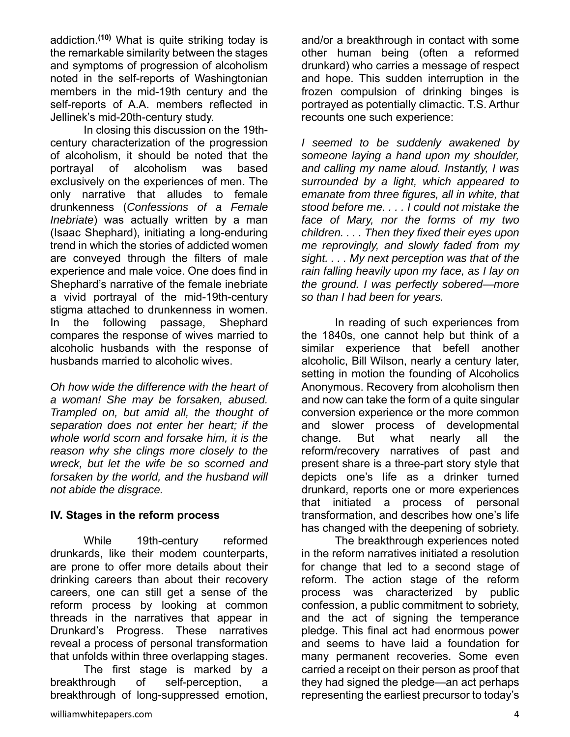addiction.[10] What is quite striking today is the remarkable similarity between the stages and symptoms of progression of alcoholism noted in the self-reports of Washingtonian members in the mid-19th century and the self-reports of A.A. members reflected in Jellinek's mid-20th-century study.

In closing this discussion on the 19th-century characterization of the progression of alcoholism, it should be noted that the portrayal of alcoholism was based exclusively on the experiences of men. The only narrative that alludes to female drunkenness (*Confessions of a Female Inebriate*) was actually written by a man (Isaac Shephard), initiating a long-enduring trend in which the stories of addicted women are conveyed through the filters of male experience and male voice. One does find in Shephard's narrative of the female inebriate a vivid portrayal of the mid-19th-century stigma attached to drunkenness in women. In the following passage, Shephard compares the response of wives married to alcoholic husbands with the response of husbands married to alcoholic wives.

*Oh how wide the difference with the heart of a woman! She may be forsaken, abused. Trampled on, but amid all, the thought of separation does not enter her heart; if the whole world scorn and forsake him, it is the reason why she clings more closely to the wreck, but let the wife be so scorned and forsaken by the world, and the husband will not abide the disgrace.*

### IV. Stages in the reform process

While 19th-century reformed drunkards, like their modem counterparts, are prone to offer more details about their drinking careers than about their recovery careers, one can still get a sense of the reform process by looking at common threads in the narratives that appear in Drunkard's Progress. These narratives reveal a process of personal transformation that unfolds within three overlapping stages.

The first stage is marked by a breakthrough of self-perception, a breakthrough of long-suppressed emotion, and/or a breakthrough in contact with some other human being (often a reformed drunkard) who carries a message of respect and hope. This sudden interruption in the frozen compulsion of drinking binges is portrayed as potentially climactic. T.S. Arthur recounts one such experience:

*I seemed to be suddenly awakened by someone laying a hand upon my shoulder, and calling my name aloud. Instantly, I was surrounded by a light, which appeared to emanate from three figures, all in white, that stood before me. . . . I could not mistake the face of Mary, nor the forms of my two children. . . . Then they fixed their eyes upon me reprovingly, and slowly faded from my sight. . . . My next perception was that of the rain falling heavily upon my face, as I lay on the ground. I was perfectly sobered—more so than I had been for years.*

In reading of such experiences from the 1840s, one cannot help but think of a similar experience that befell another alcoholic, Bill Wilson, nearly a century later, setting in motion the founding of Alcoholics Anonymous. Recovery from alcoholism then and now can take the form of a quite singular conversion experience or the more common and slower process of developmental change. But what nearly all the reform/recovery narratives of past and present share is a three-part story style that depicts one's life as a drinker turned drunkard, reports one or more experiences that initiated a process of personal transformation, and describes how one's life has changed with the deepening of sobriety.

The breakthrough experiences noted in the reform narratives initiated a resolution for change that led to a second stage of reform. The action stage of the reform process was characterized by public confession, a public commitment to sobriety, and the act of signing the temperance pledge. This final act had enormous power and seems to have laid a foundation for many permanent recoveries. Some even carried a receipt on their person as proof that they had signed the pledge—an act perhaps representing the earliest precursor to today's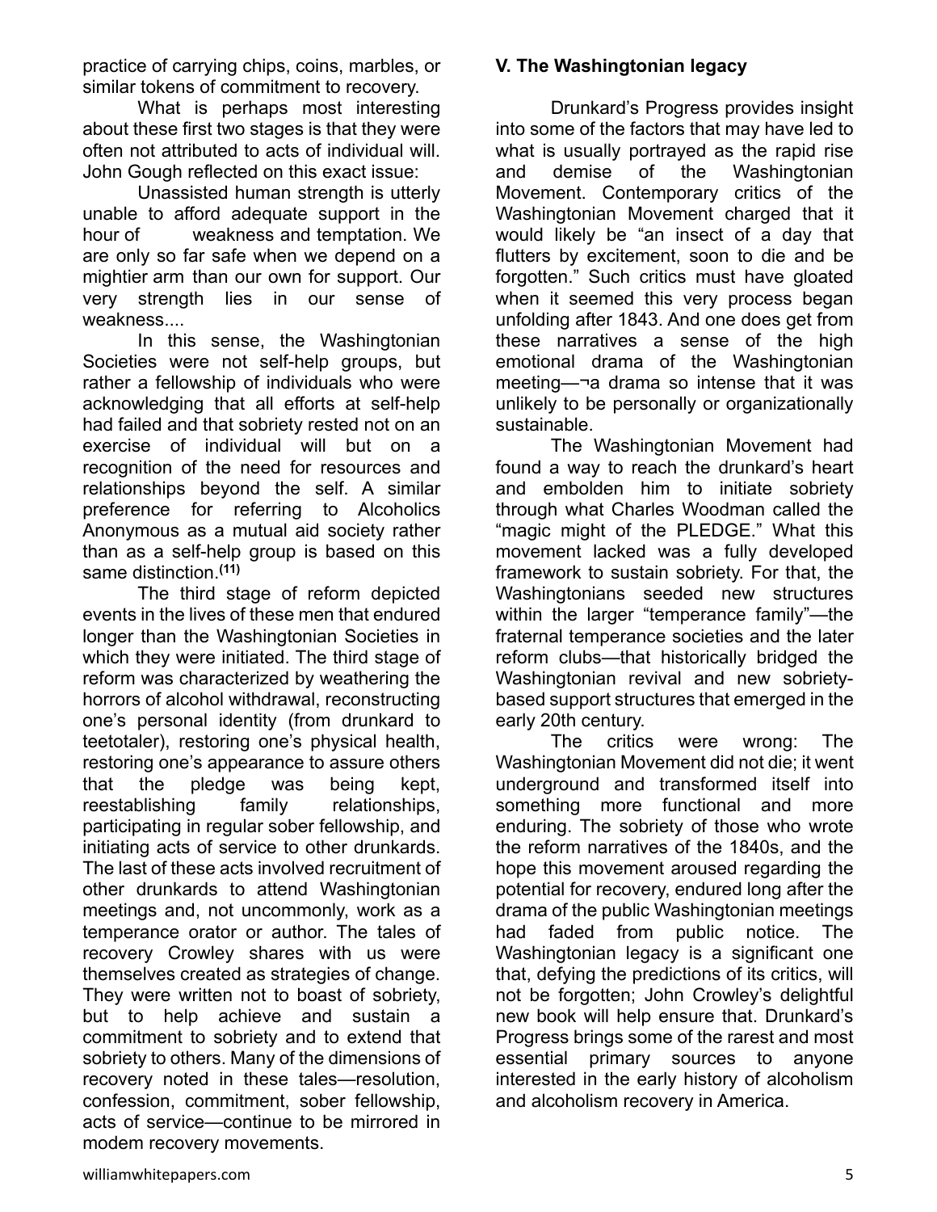practice of carrying chips, coins, marbles, or similar tokens of commitment to recovery.

What is perhaps most interesting about these first two stages is that they were often not attributed to acts of individual will. John Gough reflected on this exact issue:

> Unassisted human strength is utterly unable to afford adequate support in the hour of weakness and temptation. We are only so far safe when we depend on a mightier arm than our own for support. Our very strength lies in our sense of weakness....

In this sense, the Washingtonian Societies were not self-help groups, but rather a fellowship of individuals who were acknowledging that all efforts at self-help had failed and that sobriety rested not on an exercise of individual will but on a recognition of the need for resources and relationships beyond the self. A similar preference for referring to Alcoholics Anonymous as a mutual aid society rather than as a self-help group is based on this same distinction.[11]

The third stage of reform depicted events in the lives of these men that endured longer than the Washingtonian Societies in which they were initiated. The third stage of reform was characterized by weathering the horrors of alcohol withdrawal, reconstructing one's personal identity (from drunkard to teetotaler), restoring one's physical health, restoring one's appearance to assure others that the pledge was being kept, reestablishing family relationships, participating in regular sober fellowship, and initiating acts of service to other drunkards. The last of these acts involved recruitment of other drunkards to attend Washingtonian meetings and, not uncommonly, work as a temperance orator or author. The tales of recovery Crowley shares with us were themselves created as strategies of change. They were written not to boast of sobriety, but to help achieve and sustain a commitment to sobriety and to extend that sobriety to others. Many of the dimensions of recovery noted in these tales—resolution, confession, commitment, sober fellowship, acts of service—continue to be mirrored in modem recovery movements.

### V. The Washingtonian legacy

Drunkard's Progress provides insight into some of the factors that may have led to what is usually portrayed as the rapid rise and demise of the Washingtonian Movement. Contemporary critics of the Washingtonian Movement charged that it would likely be "an insect of a day that flutters by excitement, soon to die and be forgotten." Such critics must have gloated when it seemed this very process began unfolding after 1843. And one does get from these narratives a sense of the high emotional drama of the Washingtonian meeting—¬a drama so intense that it was unlikely to be personally or organizationally sustainable.

The Washingtonian Movement had found a way to reach the drunkard's heart and embolden him to initiate sobriety through what Charles Woodman called the "magic might of the PLEDGE." What this movement lacked was a fully developed framework to sustain sobriety. For that, the Washingtonians seeded new structures within the larger "temperance family"—the fraternal temperance societies and the later reform clubs—that historically bridged the Washingtonian revival and new sobriety-based support structures that emerged in the early 20th century.

The critics were wrong: The Washingtonian Movement did not die; it went underground and transformed itself into something more functional and more enduring. The sobriety of those who wrote the reform narratives of the 1840s, and the hope this movement aroused regarding the potential for recovery, endured long after the drama of the public Washingtonian meetings had faded from public notice. The Washingtonian legacy is a significant one that, defying the predictions of its critics, will not be forgotten; John Crowley's delightful new book will help ensure that. Drunkard's Progress brings some of the rarest and most essential primary sources to anyone interested in the early history of alcoholism and alcoholism recovery in America.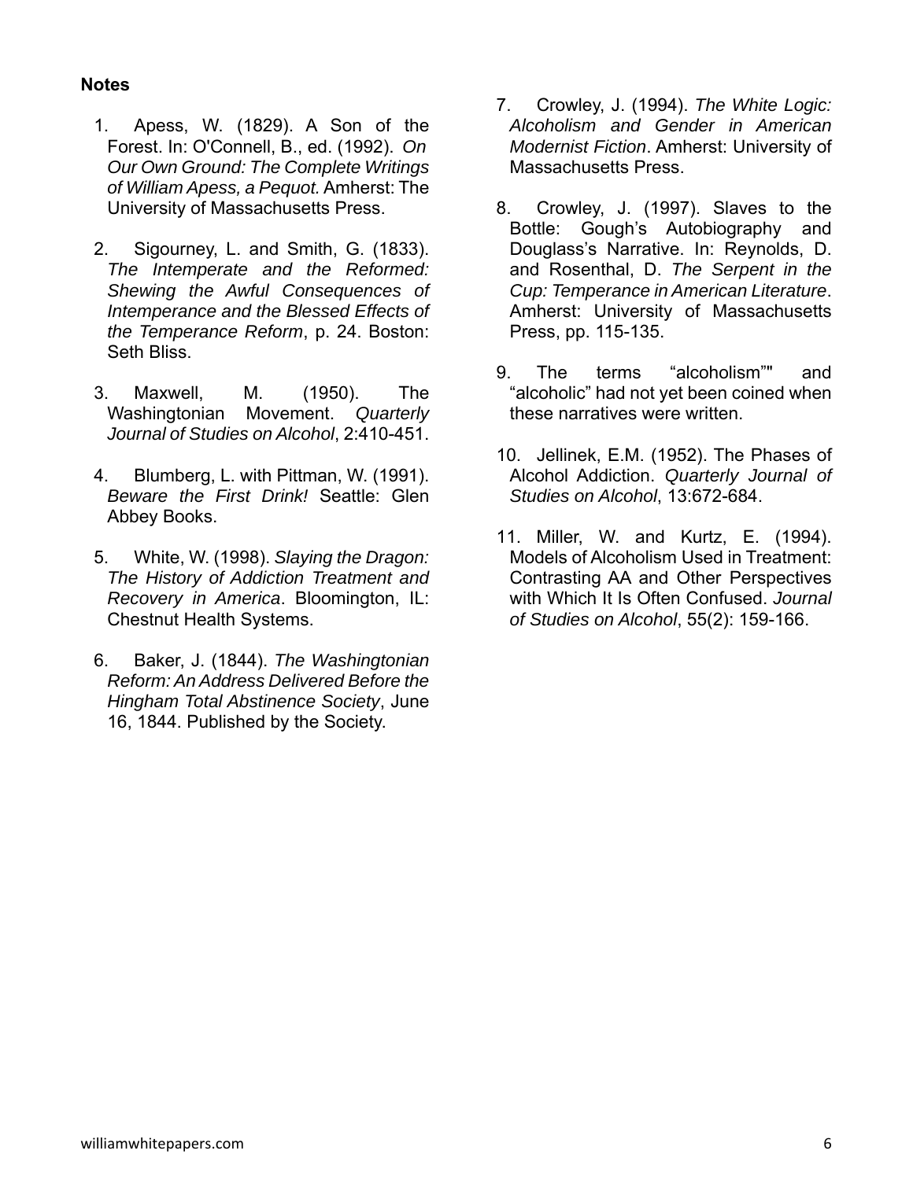**Notes**

1. Apess, W. (1829). A Son of the Forest. In: O'Connell, B., ed. (1992). *On Our Own Ground: The Complete Writings of William Apess, a Pequot.* Amherst: The University of Massachusetts Press.

2. Sigourney, L. and Smith, G. (1833). *The Intemperate and the Reformed: Shewing the Awful Consequences of Intemperance and the Blessed Effects of the Temperance Reform*, p. 24. Boston: Seth Bliss.

3. Maxwell, M. (1950). The Washingtonian Movement. *Quarterly Journal of Studies on Alcohol*, 2:410-451.

4. Blumberg, L. with Pittman, W. (1991). *Beware the First Drink!* Seattle: Glen Abbey Books.

5. White, W. (1998). *Slaying the Dragon: The History of Addiction Treatment and Recovery in America*. Bloomington, IL: Chestnut Health Systems.

6. Baker, J. (1844). *The Washingtonian Reform: An Address Delivered Before the Hingham Total Abstinence Society*, June 16, 1844. Published by the Society.

7. Crowley, J. (1994). *The White Logic: Alcoholism and Gender in American Modernist Fiction*. Amherst: University of Massachusetts Press.

8. Crowley, J. (1997). Slaves to the Bottle: Gough's Autobiography and Douglass's Narrative. In: Reynolds, D. and Rosenthal, D. *The Serpent in the Cup: Temperance in American Literature*. Amherst: University of Massachusetts Press, pp. 115-135.

9. The terms "alcoholism"" and "alcoholic" had not yet been coined when these narratives were written.

10. Jellinek, E.M. (1952). The Phases of Alcohol Addiction. *Quarterly Journal of Studies on Alcohol*, 13:672-684.

11. Miller, W. and Kurtz, E. (1994). Models of Alcoholism Used in Treatment: Contrasting AA and Other Perspectives with Which It Is Often Confused. *Journal of Studies on Alcohol*, 55(2): 159-166.